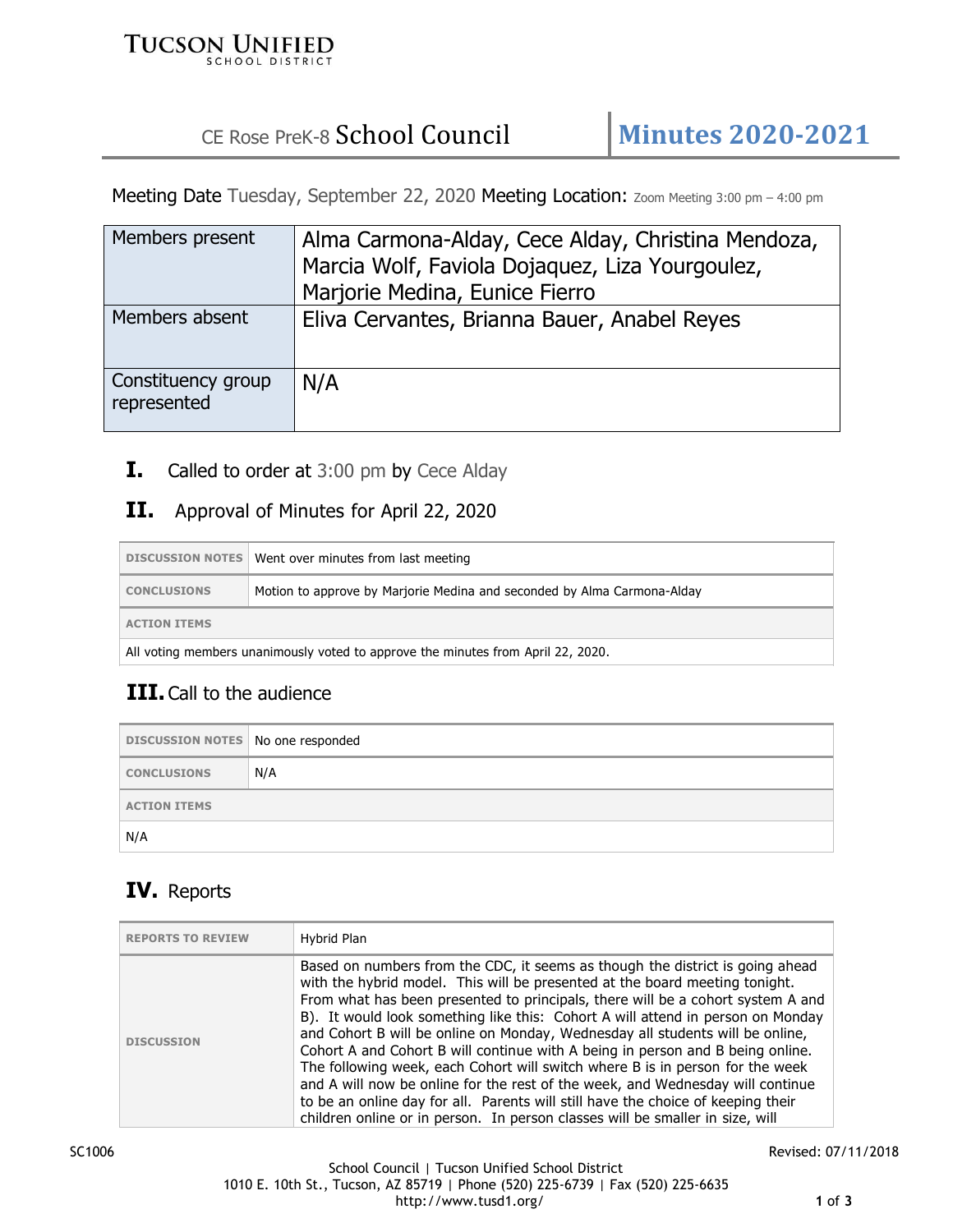# CE Rose PreK-8 School Council — Minutes 2020-2021

Meeting Date Tuesday, September 22, 2020 Meeting Location: Zoom Meeting 3:00 pm – 4:00 pm

| | |
|---|---|
| Members present | Alma Carmona-Alday, Cece Alday, Christina Mendoza, Marcia Wolf, Faviola Dojaquez, Liza Yourgoulez, Marjorie Medina, Eunice Fierro |
| Members absent | Eliva Cervantes, Brianna Bauer, Anabel Reyes |
| Constituency group represented | N/A |

## I. Called to order at 3:00 pm by Cece Alday

## II. Approval of Minutes for April 22, 2020

| | |
|---|---|
| DISCUSSION NOTES | Went over minutes from last meeting |
| CONCLUSIONS | Motion to approve by Marjorie Medina and seconded by Alma Carmona-Alday |
| ACTION ITEMS | |
| All voting members unanimously voted to approve the minutes from April 22, 2020. | |

## III. Call to the audience

| | |
|---|---|
| DISCUSSION NOTES | No one responded |
| CONCLUSIONS | N/A |
| ACTION ITEMS | |
| N/A | |

## IV. Reports

| | |
|---|---|
| REPORTS TO REVIEW | Hybrid Plan |
| DISCUSSION | Based on numbers from the CDC, it seems as though the district is going ahead with the hybrid model. This will be presented at the board meeting tonight. From what has been presented to principals, there will be a cohort system A and B). It would look something like this: Cohort A will attend in person on Monday and Cohort B will be online on Monday, Wednesday all students will be online, Cohort A and Cohort B will continue with A being in person and B being online. The following week, each Cohort will switch where B is in person for the week and A will now be online for the rest of the week, and Wednesday will continue to be an online day for all. Parents will still have the choice of keeping their children online or in person. In person classes will be smaller in size, will |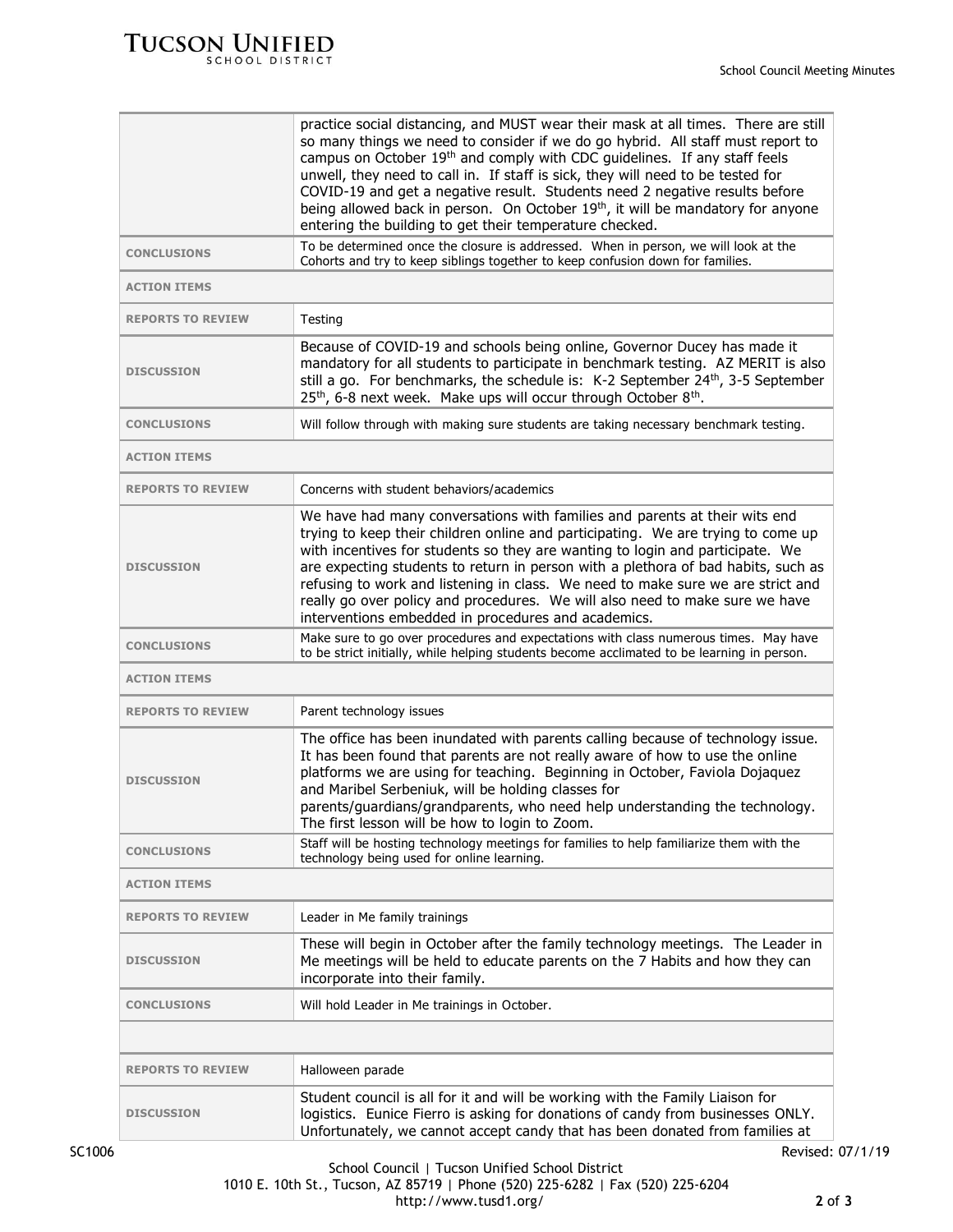| | |
|---|---|
| | practice social distancing, and MUST wear their mask at all times. There are still so many things we need to consider if we do go hybrid. All staff must report to campus on October 19th and comply with CDC guidelines. If any staff feels unwell, they need to call in. If staff is sick, they will need to be tested for COVID-19 and get a negative result. Students need 2 negative results before being allowed back in person. On October 19th, it will be mandatory for anyone entering the building to get their temperature checked. |
| **CONCLUSIONS** | To be determined once the closure is addressed. When in person, we will look at the Cohorts and try to keep siblings together to keep confusion down for families. |
| **ACTION ITEMS** | |
| **REPORTS TO REVIEW** | Testing |
| **DISCUSSION** | Because of COVID-19 and schools being online, Governor Ducey has made it mandatory for all students to participate in benchmark testing. AZ MERIT is also still a go. For benchmarks, the schedule is: K-2 September 24th, 3-5 September 25th, 6-8 next week. Make ups will occur through October 8th. |
| **CONCLUSIONS** | Will follow through with making sure students are taking necessary benchmark testing. |
| **ACTION ITEMS** | |
| **REPORTS TO REVIEW** | Concerns with student behaviors/academics |
| **DISCUSSION** | We have had many conversations with families and parents at their wits end trying to keep their children online and participating. We are trying to come up with incentives for students so they are wanting to login and participate. We are expecting students to return in person with a plethora of bad habits, such as refusing to work and listening in class. We need to make sure we are strict and really go over policy and procedures. We will also need to make sure we have interventions embedded in procedures and academics. |
| **CONCLUSIONS** | Make sure to go over procedures and expectations with class numerous times. May have to be strict initially, while helping students become acclimated to be learning in person. |
| **ACTION ITEMS** | |
| **REPORTS TO REVIEW** | Parent technology issues |
| **DISCUSSION** | The office has been inundated with parents calling because of technology issue. It has been found that parents are not really aware of how to use the online platforms we are using for teaching. Beginning in October, Faviola Dojaquez and Maribel Serbeniuk, will be holding classes for parents/guardians/grandparents, who need help understanding the technology. The first lesson will be how to login to Zoom. |
| **CONCLUSIONS** | Staff will be hosting technology meetings for families to help familiarize them with the technology being used for online learning. |
| **ACTION ITEMS** | |
| **REPORTS TO REVIEW** | Leader in Me family trainings |
| **DISCUSSION** | These will begin in October after the family technology meetings. The Leader in Me meetings will be held to educate parents on the 7 Habits and how they can incorporate into their family. |
| **CONCLUSIONS** | Will hold Leader in Me trainings in October. |
| | |
| **REPORTS TO REVIEW** | Halloween parade |
| **DISCUSSION** | Student council is all for it and will be working with the Family Liaison for logistics. Eunice Fierro is asking for donations of candy from businesses ONLY. Unfortunately, we cannot accept candy that has been donated from families at |

SC1006 Revised: 07/1/19

School Council | Tucson Unified School District
1010 E. 10th St., Tucson, AZ 85719 | Phone (520) 225-6282 | Fax (520) 225-6204
http://www.tusd1.org/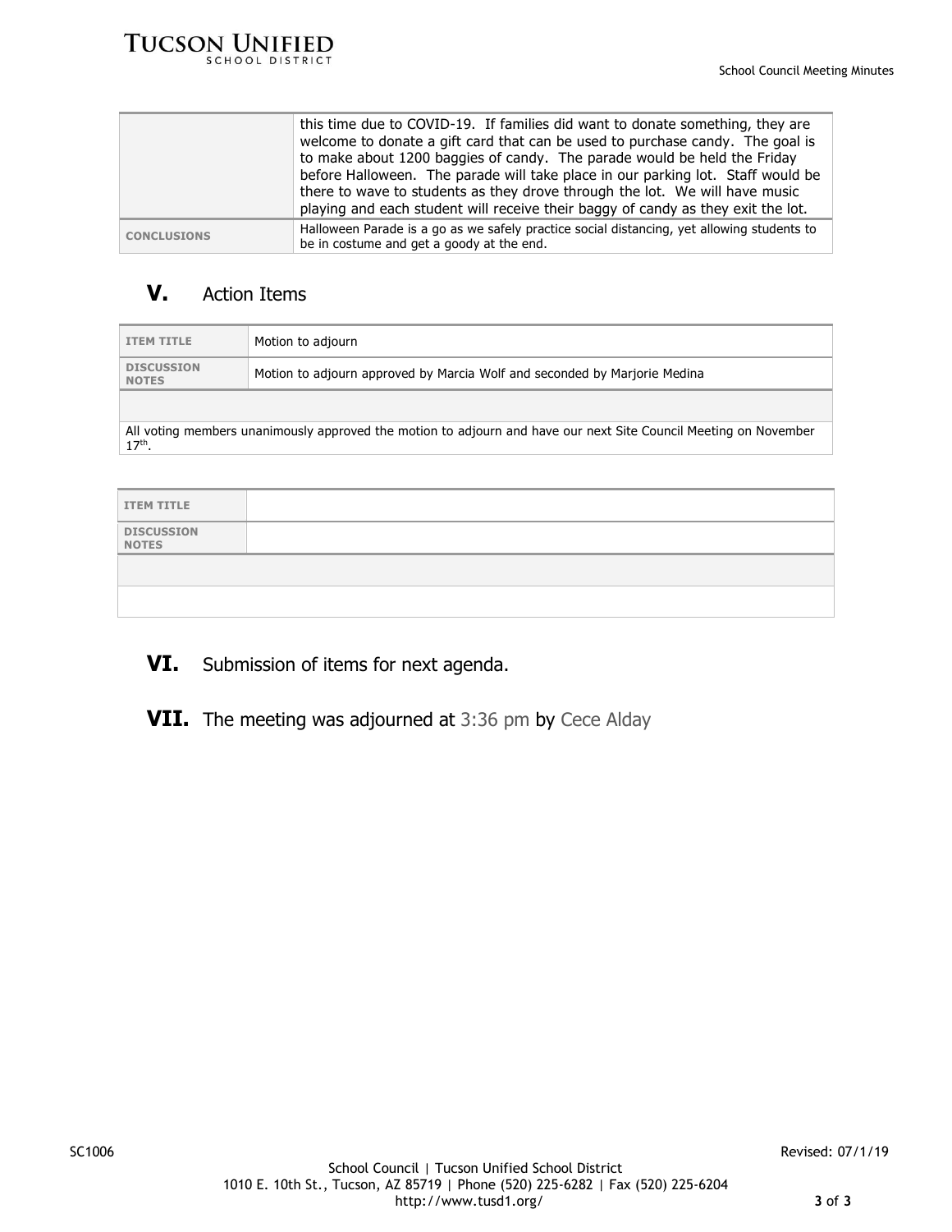| | |
|---|---|
| | this time due to COVID-19. If families did want to donate something, they are welcome to donate a gift card that can be used to purchase candy. The goal is to make about 1200 baggies of candy. The parade would be held the Friday before Halloween. The parade will take place in our parking lot. Staff would be there to wave to students as they drove through the lot. We will have music playing and each student will receive their baggy of candy as they exit the lot. |
| **CONCLUSIONS** | Halloween Parade is a go as we safely practice social distancing, yet allowing students to be in costume and get a goody at the end. |

## V. Action Items

| | |
|---|---|
| **ITEM TITLE** | Motion to adjourn |
| **DISCUSSION NOTES** | Motion to adjourn approved by Marcia Wolf and seconded by Marjorie Medina |
| | |
| All voting members unanimously approved the motion to adjourn and have our next Site Council Meeting on November 17th. | |

| | |
|---|---|
| **ITEM TITLE** | |
| **DISCUSSION NOTES** | |
| | |
| | |

## VI. Submission of items for next agenda.

## VII. The meeting was adjourned at 3:36 pm by Cece Alday